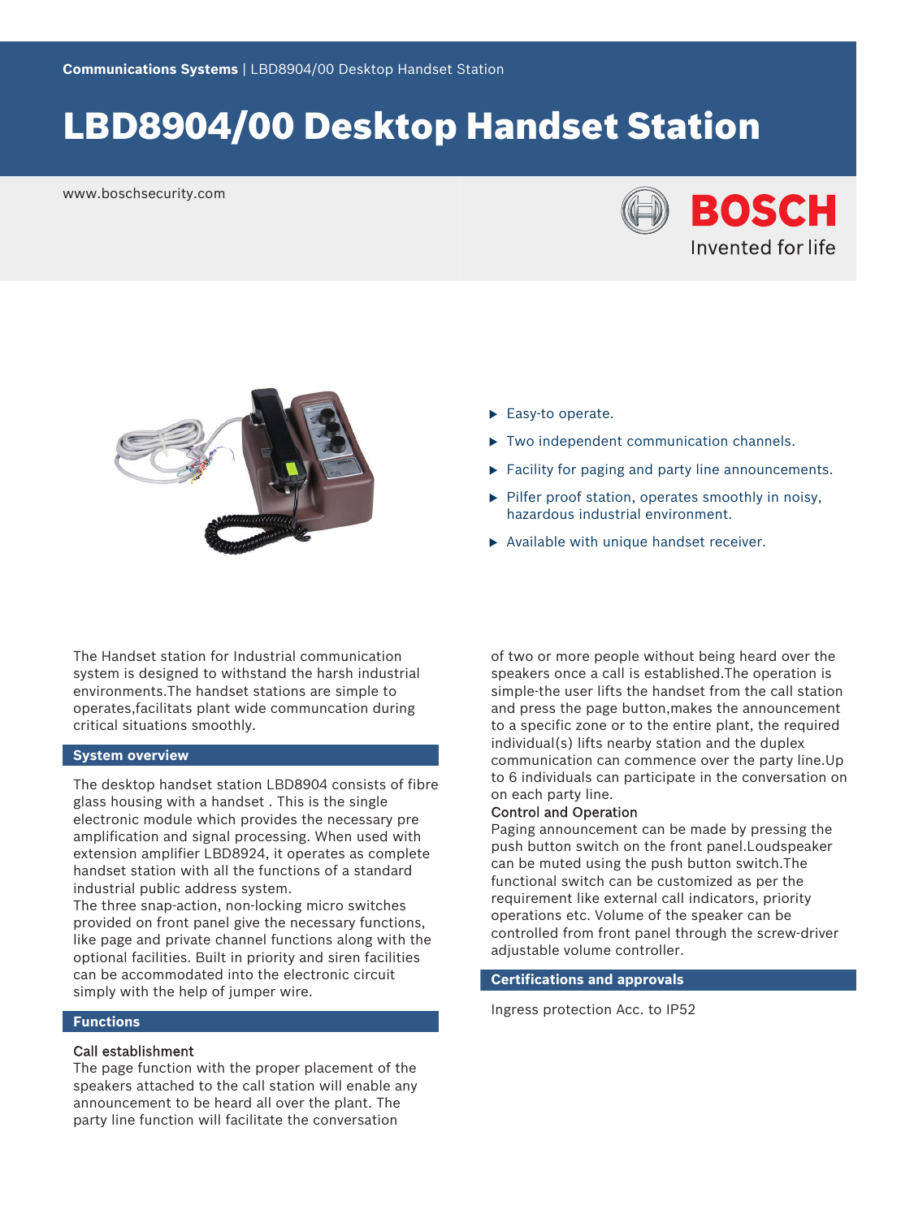# LBD8904/00 Desktop Handset Station

www.boschsecurity.com

- Easy-to operate.
- Two independent communication channels.
- Facility for paging and party line announcements.
- Pilfer proof station, operates smoothly in noisy, hazardous industrial environment.
- Available with unique handset receiver.

The Handset station for Industrial communication system is designed to withstand the harsh industrial environments.The handset stations are simple to operates,facilitats plant wide communcation during critical situations smoothly.

## System overview

The desktop handset station LBD8904 consists of fibre glass housing with a handset . This is the single electronic module which provides the necessary pre amplification and signal processing. When used with extension amplifier LBD8924, it operates as complete handset station with all the functions of a standard industrial public address system.
The three snap-action, non-locking micro switches provided on front panel give the necessary functions, like page and private channel functions along with the optional facilities. Built in priority and siren facilities can be accommodated into the electronic circuit simply with the help of jumper wire.

## Functions

### Call establishment

The page function with the proper placement of the speakers attached to the call station will enable any announcement to be heard all over the plant. The party line function will facilitate the conversation of two or more people without being heard over the speakers once a call is established.The operation is simple-the user lifts the handset from the call station and press the page button,makes the announcement to a specific zone or to the entire plant, the required individual(s) lifts nearby station and the duplex communication can commence over the party line.Up to 6 individuals can participate in the conversation on on each party line.

### Control and Operation

Paging announcement can be made by pressing the push button switch on the front panel.Loudspeaker can be muted using the push button switch.The functional switch can be customized as per the requirement like external call indicators, priority operations etc. Volume of the speaker can be controlled from front panel through the screw-driver adjustable volume controller.

## Certifications and approvals

Ingress protection Acc. to IP52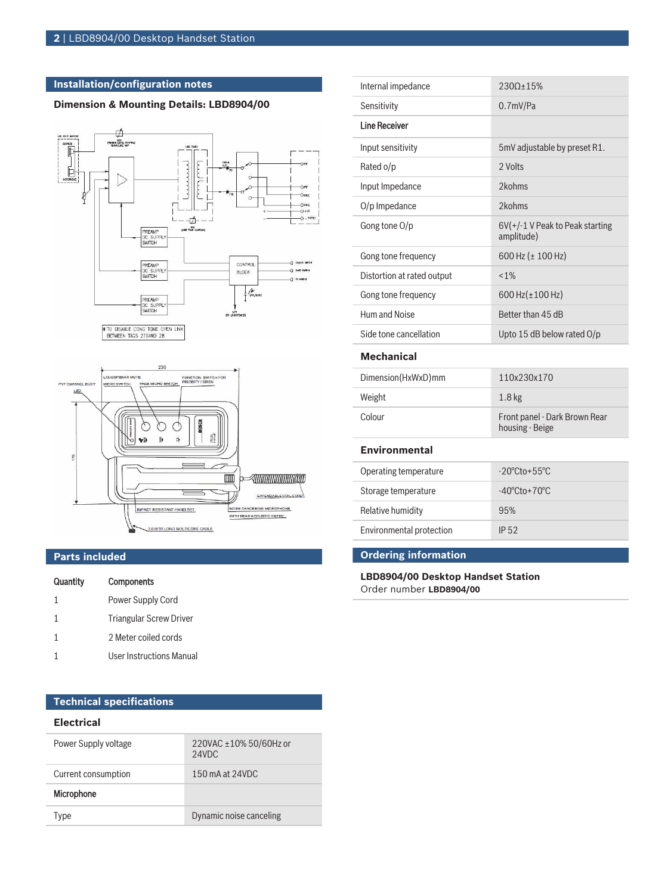## Installation/configuration notes

**Dimension & Mounting Details: LBD8904/00**

## Parts included

| Quantity | Components |
|---|---|
| 1 | Power Supply Cord |
| 1 | Triangular Screw Driver |
| 1 | 2 Meter coiled cords |
| 1 | User Instructions Manual |

## Technical specifications

### Electrical

| | |
|---|---|
| Power Supply voltage | 220VAC ±10% 50/60Hz or 24VDC |
| Current consumption | 150 mA at 24VDC |
| **Microphone** | |
| Type | Dynamic noise canceling |
| Internal impedance | 230Ω±15% |
| Sensitivity | 0.7mV/Pa |
| **Line Receiver** | |
| Input sensitivity | 5mV adjustable by preset R1. |
| Rated o/p | 2 Volts |
| Input Impedance | 2kohms |
| O/p Impedance | 2kohms |
| Gong tone O/p | 6V(+/-1 V Peak to Peak starting amplitude) |
| Gong tone frequency | 600 Hz (± 100 Hz) |
| Distortion at rated output | <1% |
| Gong tone frequency | 600 Hz(±100 Hz) |
| Hum and Noise | Better than 45 dB |
| Side tone cancellation | Upto 15 dB below rated O/p |

### Mechanical

| | |
|---|---|
| Dimension(HxWxD)mm | 110x230x170 |
| Weight | 1.8 kg |
| Colour | Front panel - Dark Brown Rear housing - Beige |

### Environmental

| | |
|---|---|
| Operating temperature | -20°Cto+55°C |
| Storage temperature | -40°Cto+70°C |
| Relative humidity | 95% |
| Environmental protection | IP 52 |

## Ordering information

**LBD8904/00 Desktop Handset Station**
Order number **LBD8904/00**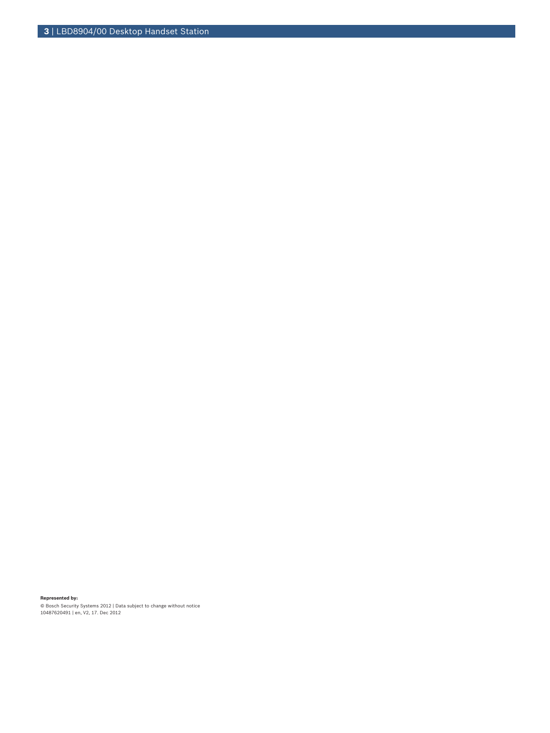**Represented by:**

© Bosch Security Systems 2012 | Data subject to change without notice
10487620491 | en, V2, 17. Dec 2012